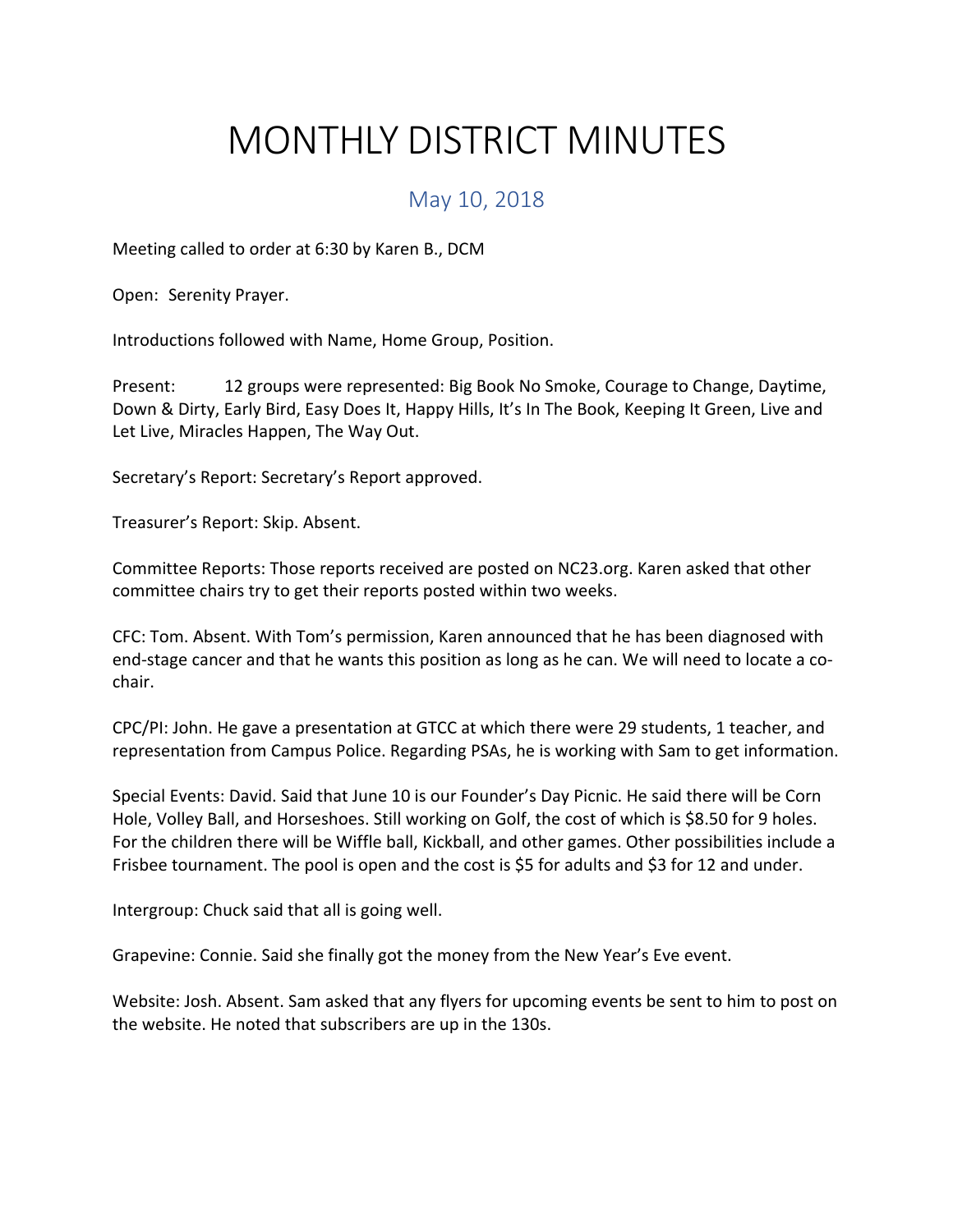# MONTHLY DISTRICT MINUTES

## May 10, 2018

Meeting called to order at 6:30 by Karen B., DCM

Open: Serenity Prayer.

Introductions followed with Name, Home Group, Position.

Present: 12 groups were represented: Big Book No Smoke, Courage to Change, Daytime, Down & Dirty, Early Bird, Easy Does It, Happy Hills, It's In The Book, Keeping It Green, Live and Let Live, Miracles Happen, The Way Out.

Secretary's Report: Secretary's Report approved.

Treasurer's Report: Skip. Absent.

Committee Reports: Those reports received are posted on NC23.org. Karen asked that other committee chairs try to get their reports posted within two weeks.

CFC: Tom. Absent. With Tom's permission, Karen announced that he has been diagnosed with end-stage cancer and that he wants this position as long as he can. We will need to locate a co-chair.

CPC/PI: John. He gave a presentation at GTCC at which there were 29 students, 1 teacher, and representation from Campus Police. Regarding PSAs, he is working with Sam to get information.

Special Events: David. Said that June 10 is our Founder's Day Picnic. He said there will be Corn Hole, Volley Ball, and Horseshoes. Still working on Golf, the cost of which is $8.50 for 9 holes. For the children there will be Wiffle ball, Kickball, and other games. Other possibilities include a Frisbee tournament. The pool is open and the cost is $5 for adults and $3 for 12 and under.

Intergroup: Chuck said that all is going well.

Grapevine: Connie. Said she finally got the money from the New Year's Eve event.

Website: Josh. Absent. Sam asked that any flyers for upcoming events be sent to him to post on the website. He noted that subscribers are up in the 130s.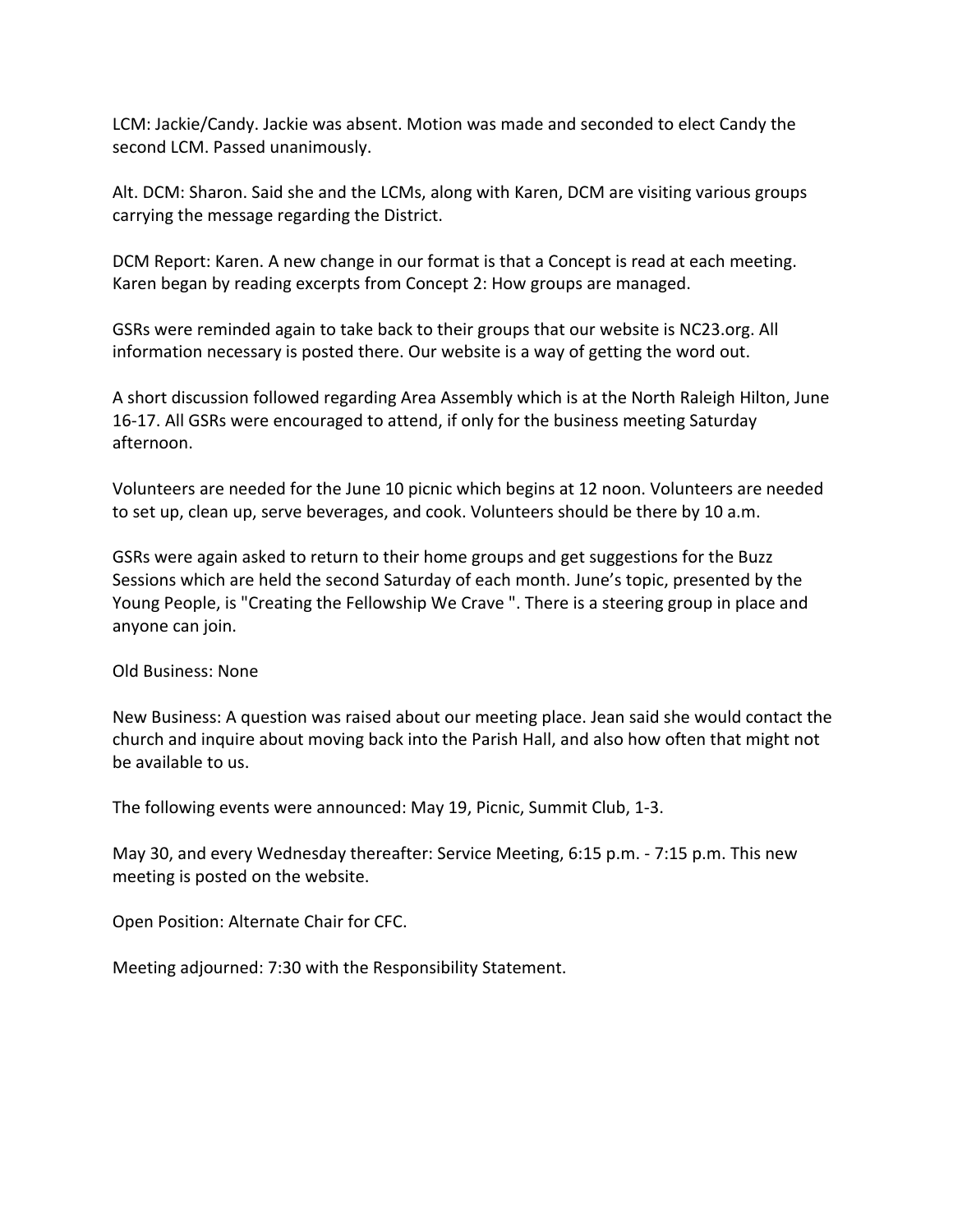LCM: Jackie/Candy. Jackie was absent. Motion was made and seconded to elect Candy the second LCM. Passed unanimously.

Alt. DCM: Sharon. Said she and the LCMs, along with Karen, DCM are visiting various groups carrying the message regarding the District.

DCM Report: Karen. A new change in our format is that a Concept is read at each meeting. Karen began by reading excerpts from Concept 2: How groups are managed.

GSRs were reminded again to take back to their groups that our website is NC23.org. All information necessary is posted there. Our website is a way of getting the word out.

A short discussion followed regarding Area Assembly which is at the North Raleigh Hilton, June 16-17. All GSRs were encouraged to attend, if only for the business meeting Saturday afternoon.

Volunteers are needed for the June 10 picnic which begins at 12 noon. Volunteers are needed to set up, clean up, serve beverages, and cook. Volunteers should be there by 10 a.m.

GSRs were again asked to return to their home groups and get suggestions for the Buzz Sessions which are held the second Saturday of each month. June's topic, presented by the Young People, is "Creating the Fellowship We Crave ". There is a steering group in place and anyone can join.

Old Business: None

New Business: A question was raised about our meeting place. Jean said she would contact the church and inquire about moving back into the Parish Hall, and also how often that might not be available to us.

The following events were announced: May 19, Picnic, Summit Club, 1-3.

May 30, and every Wednesday thereafter: Service Meeting, 6:15 p.m. - 7:15 p.m. This new meeting is posted on the website.

Open Position: Alternate Chair for CFC.

Meeting adjourned: 7:30 with the Responsibility Statement.